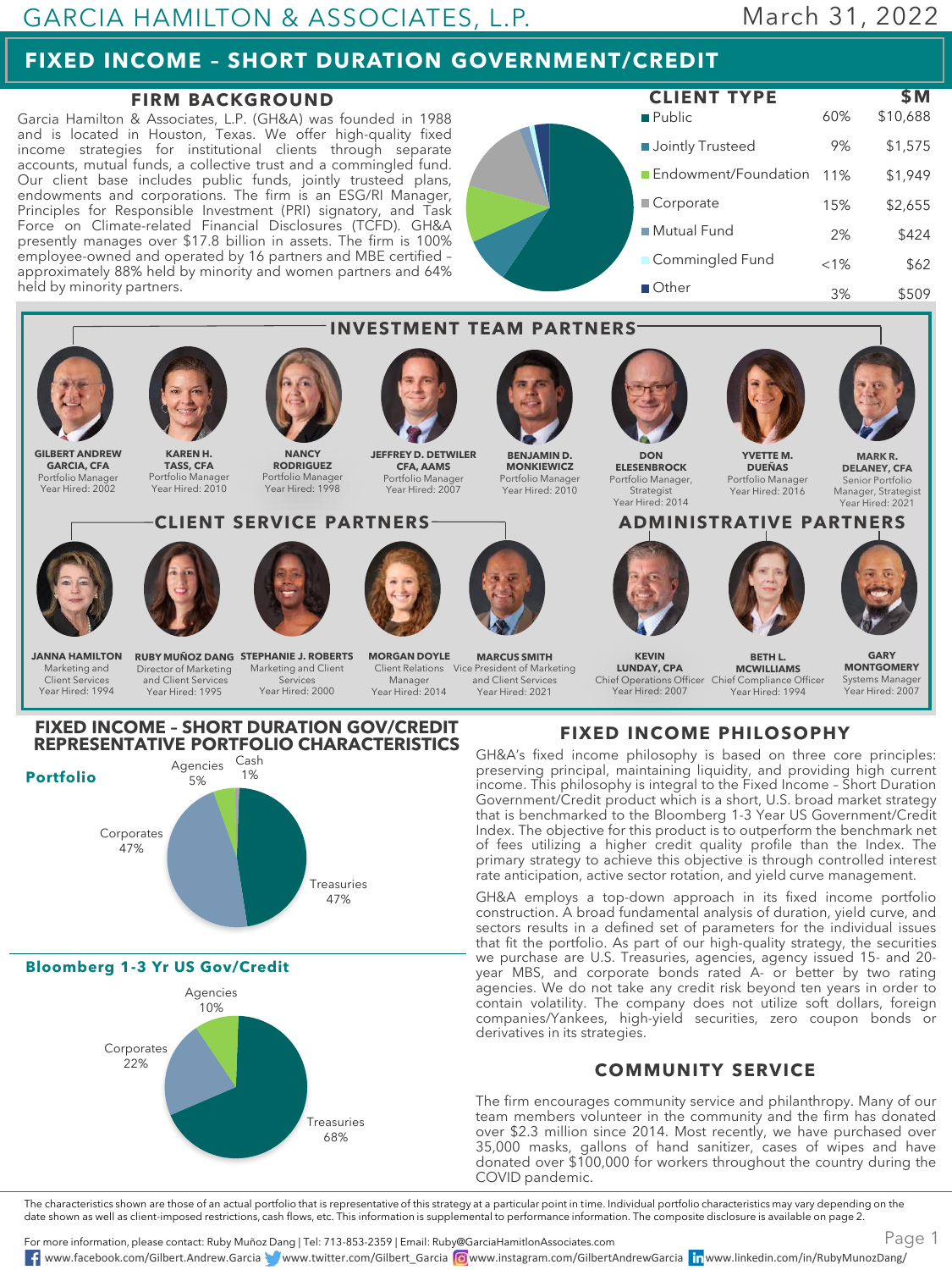GARCIA HAMILTON & ASSOCIATES, L.P. March 31, 2022

# FIXED INCOME – SHORT DURATION GOVERNMENT/CREDIT

## FIRM BACKGROUND

Garcia Hamilton & Associates, L.P. (GH&A) was founded in 1988 and is located in Houston, Texas. We offer high-quality fixed income strategies for institutional clients through separate accounts, mutual funds, a collective trust and a commingled fund. Our client base includes public funds, jointly trusteed plans, endowments and corporations. The firm is an ESG/RI Manager, Principles for Responsible Investment (PRI) signatory, and Task Force on Climate-related Financial Disclosures (TCFD). GH&A presently manages over $17.8 billion in assets. The firm is 100% employee-owned and operated by 16 partners and MBE certified – approximately 88% held by minority and women partners and 64% held by minority partners.

## CLIENT TYPE

| CLIENT TYPE | % | $M |
|---|---|---|
| Public | 60% | $10,688 |
| Jointly Trusteed | 9% | $1,575 |
| Endowment/Foundation | 11% | $1,949 |
| Corporate | 15% | $2,655 |
| Mutual Fund | 2% | $424 |
| Commingled Fund | <1% | $62 |
| Other | 3% | $509 |

## INVESTMENT TEAM PARTNERS

- **GILBERT ANDREW GARCIA, CFA** – Portfolio Manager, Year Hired: 2002
- **KAREN H. TASS, CFA** – Portfolio Manager, Year Hired: 2010
- **NANCY RODRIGUEZ** – Portfolio Manager, Year Hired: 1998
- **JEFFREY D. DETWILER CFA, AAMS** – Portfolio Manager, Year Hired: 2007
- **BENJAMIN D. MONKIEWICZ** – Portfolio Manager, Year Hired: 2010
- **DON ELESENBROCK** – Portfolio Manager, Strategist, Year Hired: 2014
- **YVETTE M. DUEÑAS** – Portfolio Manager, Year Hired: 2016
- **MARK R. DELANEY, CFA** – Senior Portfolio Manager, Strategist, Year Hired: 2021

## CLIENT SERVICE PARTNERS

- **JANNA HAMILTON** – Marketing and Client Services, Year Hired: 1994
- **RUBY MUÑOZ DANG** – Director of Marketing and Client Services, Year Hired: 1995
- **STEPHANIE J. ROBERTS** – Marketing and Client Services, Year Hired: 2000
- **MORGAN DOYLE** – Client Relations Manager, Year Hired: 2014
- **MARCUS SMITH** – Vice President of Marketing and Client Services, Year Hired: 2021

## ADMINISTRATIVE PARTNERS

- **KEVIN LUNDAY, CPA** – Chief Operations Officer, Year Hired: 2007
- **BETH L. MCWILLIAMS** – Chief Compliance Officer, Year Hired: 1994
- **GARY MONTGOMERY** – Systems Manager, Year Hired: 2007

## FIXED INCOME – SHORT DURATION GOV/CREDIT REPRESENTATIVE PORTFOLIO CHARACTERISTICS

**Portfolio**

| Sector | % |
|---|---|
| Treasuries | 47% |
| Corporates | 47% |
| Agencies | 5% |
| Cash | 1% |

**Bloomberg 1-3 Yr US Gov/Credit**

| Sector | % |
|---|---|
| Treasuries | 68% |
| Corporates | 22% |
| Agencies | 10% |

## FIXED INCOME PHILOSOPHY

GH&A's fixed income philosophy is based on three core principles: preserving principal, maintaining liquidity, and providing high current income. This philosophy is integral to the Fixed Income – Short Duration Government/Credit product which is a short, U.S. broad market strategy that is benchmarked to the Bloomberg 1-3 Year US Government/Credit Index. The objective for this product is to outperform the benchmark net of fees utilizing a higher credit quality profile than the Index. The primary strategy to achieve this objective is through controlled interest rate anticipation, active sector rotation, and yield curve management.

GH&A employs a top-down approach in its fixed income portfolio construction. A broad fundamental analysis of duration, yield curve, and sectors results in a defined set of parameters for the individual issues that fit the portfolio. As part of our high-quality strategy, the securities we purchase are U.S. Treasuries, agencies, agency issued 15- and 20-year MBS, and corporate bonds rated A- or better by two rating agencies. We do not take any credit risk beyond ten years in order to contain volatility. The company does not utilize soft dollars, foreign companies/Yankees, high-yield securities, zero coupon bonds or derivatives in its strategies.

## COMMUNITY SERVICE

The firm encourages community service and philanthropy. Many of our team members volunteer in the community and the firm has donated over $2.3 million since 2014. Most recently, we have purchased over 35,000 masks, gallons of hand sanitizer, cases of wipes and have donated over $100,000 for workers throughout the country during the COVID pandemic.

The characteristics shown are those of an actual portfolio that is representative of this strategy at a particular point in time. Individual portfolio characteristics may vary depending on the date shown as well as client-imposed restrictions, cash flows, etc. This information is supplemental to performance information. The composite disclosure is available on page 2.

For more information, please contact: Ruby Muñoz Dang | Tel: 713-853-2359 | Email: Ruby@GarciaHamiltonAssociates.com

www.facebook.com/Gilbert.Andrew.Garcia | www.twitter.com/Gilbert_Garcia | www.instagram.com/GilbertAndrewGarcia | www.linkedin.com/in/RubyMunozDang/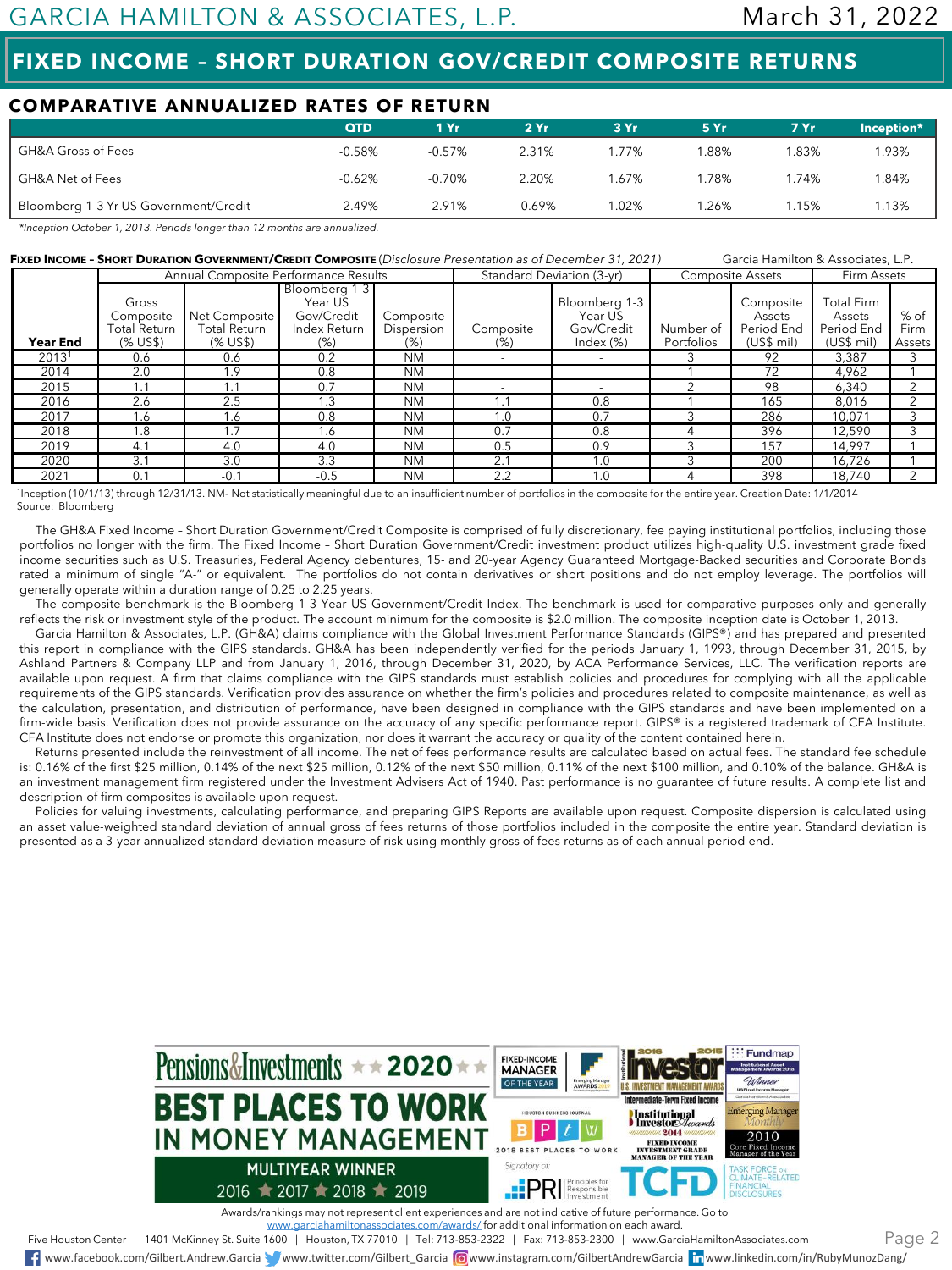# FIXED INCOME – SHORT DURATION GOV/CREDIT COMPOSITE RETURNS

## COMPARATIVE ANNUALIZED RATES OF RETURN

| | QTD | 1 Yr | 2 Yr | 3 Yr | 5 Yr | 7 Yr | Inception* |
|---|---|---|---|---|---|---|---|
| GH&A Gross of Fees | -0.58% | -0.57% | 2.31% | 1.77% | 1.88% | 1.83% | 1.93% |
| GH&A Net of Fees | -0.62% | -0.70% | 2.20% | 1.67% | 1.78% | 1.74% | 1.84% |
| Bloomberg 1-3 Yr US Government/Credit | -2.49% | -2.91% | -0.69% | 1.02% | 1.26% | 1.15% | 1.13% |

*Inception October 1, 2013. Periods longer than 12 months are annualized.*

**Fixed Income – Short Duration Government/Credit Composite** (*Disclosure Presentation as of December 31, 2021*) Garcia Hamilton & Associates, L.P.

| | Annual Composite Performance Results | | | | Standard Deviation (3-yr) | | Composite Assets | | Firm Assets | |
|---|---|---|---|---|---|---|---|---|---|---|
| **Year End** | Gross Composite Total Return (% US$) | Net Composite Total Return (% US$) | Bloomberg 1-3 Year US Gov/Credit Index Return (%) | Composite Dispersion (%) | Composite (%) | Bloomberg 1-3 Year US Gov/Credit Index (%) | Number of Portfolios | Composite Assets Period End (US$ mil) | Total Firm Assets Period End (US$ mil) | % of Firm Assets |
| 2013[1] | 0.6 | 0.6 | 0.2 | NM | - | - | 3 | 92 | 3,387 | 3 |
| 2014 | 2.0 | 1.9 | 0.8 | NM | - | - | 1 | 72 | 4,962 | 1 |
| 2015 | 1.1 | 1.1 | 0.7 | NM | - | - | 2 | 98 | 6,340 | 2 |
| 2016 | 2.6 | 2.5 | 1.3 | NM | 1.1 | 0.8 | 1 | 165 | 8,016 | 2 |
| 2017 | 1.6 | 1.6 | 0.8 | NM | 1.0 | 0.7 | 3 | 286 | 10,071 | 3 |
| 2018 | 1.8 | 1.7 | 1.6 | NM | 0.7 | 0.8 | 4 | 396 | 12,590 | 3 |
| 2019 | 4.1 | 4.0 | 4.0 | NM | 0.5 | 0.9 | 3 | 157 | 14,997 | 1 |
| 2020 | 3.1 | 3.0 | 3.3 | NM | 2.1 | 1.0 | 3 | 200 | 16,726 | 1 |
| 2021 | 0.1 | -0.1 | -0.5 | NM | 2.2 | 1.0 | 4 | 398 | 18,740 | 2 |

[1]Inception (10/1/13) through 12/31/13. NM- Not statistically meaningful due to an insufficient number of portfolios in the composite for the entire year. Creation Date: 1/1/2014
Source: Bloomberg

The GH&A Fixed Income – Short Duration Government/Credit Composite is comprised of fully discretionary, fee paying institutional portfolios, including those portfolios no longer with the firm. The Fixed Income – Short Duration Government/Credit investment product utilizes high-quality U.S. investment grade fixed income securities such as U.S. Treasuries, Federal Agency debentures, 15- and 20-year Agency Guaranteed Mortgage-Backed securities and Corporate Bonds rated a minimum of single "A-" or equivalent. The portfolios do not contain derivatives or short positions and do not employ leverage. The portfolios will generally operate within a duration range of 0.25 to 2.25 years.

The composite benchmark is the Bloomberg 1-3 Year US Government/Credit Index. The benchmark is used for comparative purposes only and generally reflects the risk or investment style of the product. The account minimum for the composite is $2.0 million. The composite inception date is October 1, 2013.

Garcia Hamilton & Associates, L.P. (GH&A) claims compliance with the Global Investment Performance Standards (GIPS®) and has prepared and presented this report in compliance with the GIPS standards. GH&A has been independently verified for the periods January 1, 1993, through December 31, 2015, by Ashland Partners & Company LLP and from January 1, 2016, through December 31, 2020, by ACA Performance Services, LLC. The verification reports are available upon request. A firm that claims compliance with the GIPS standards must establish policies and procedures for complying with all the applicable requirements of the GIPS standards. Verification provides assurance on whether the firm's policies and procedures related to composite maintenance, as well as the calculation, presentation, and distribution of performance, have been designed in compliance with the GIPS standards and have been implemented on a firm-wide basis. Verification does not provide assurance on the accuracy of any specific performance report. GIPS® is a registered trademark of CFA Institute. CFA Institute does not endorse or promote this organization, nor does it warrant the accuracy or quality of the content contained herein.

Returns presented include the reinvestment of all income. The net of fees performance results are calculated based on actual fees. The standard fee schedule is: 0.16% of the first $25 million, 0.14% of the next $25 million, 0.12% of the next $50 million, 0.11% of the next $100 million, and 0.10% of the balance. GH&A is an investment management firm registered under the Investment Advisers Act of 1940. Past performance is no guarantee of future results. A complete list and description of firm composites is available upon request.

Policies for valuing investments, calculating performance, and preparing GIPS Reports are available upon request. Composite dispersion is calculated using an asset value-weighted standard deviation of annual gross of fees returns of those portfolios included in the composite the entire year. Standard deviation is presented as a 3-year annualized standard deviation measure of risk using monthly gross of fees returns as of each annual period end.

Pensions&Investments 2020 BEST PLACES TO WORK IN MONEY MANAGEMENT MULTIYEAR WINNER 2016 2017 2018 2019

Awards/rankings may not represent client experiences and are not indicative of future performance. Go to www.garciahamiltonassociates.com/awards/ for additional information on each award.

Five Houston Center | 1401 McKinney St. Suite 1600 | Houston, TX 77010 | Tel: 713-853-2322 | Fax: 713-853-2300 | www.GarciaHamiltonAssociates.com

www.facebook.com/Gilbert.Andrew.Garcia www.twitter.com/Gilbert_Garcia www.instagram.com/GilbertAndrewGarcia www.linkedin.com/in/RubyMunozDang/